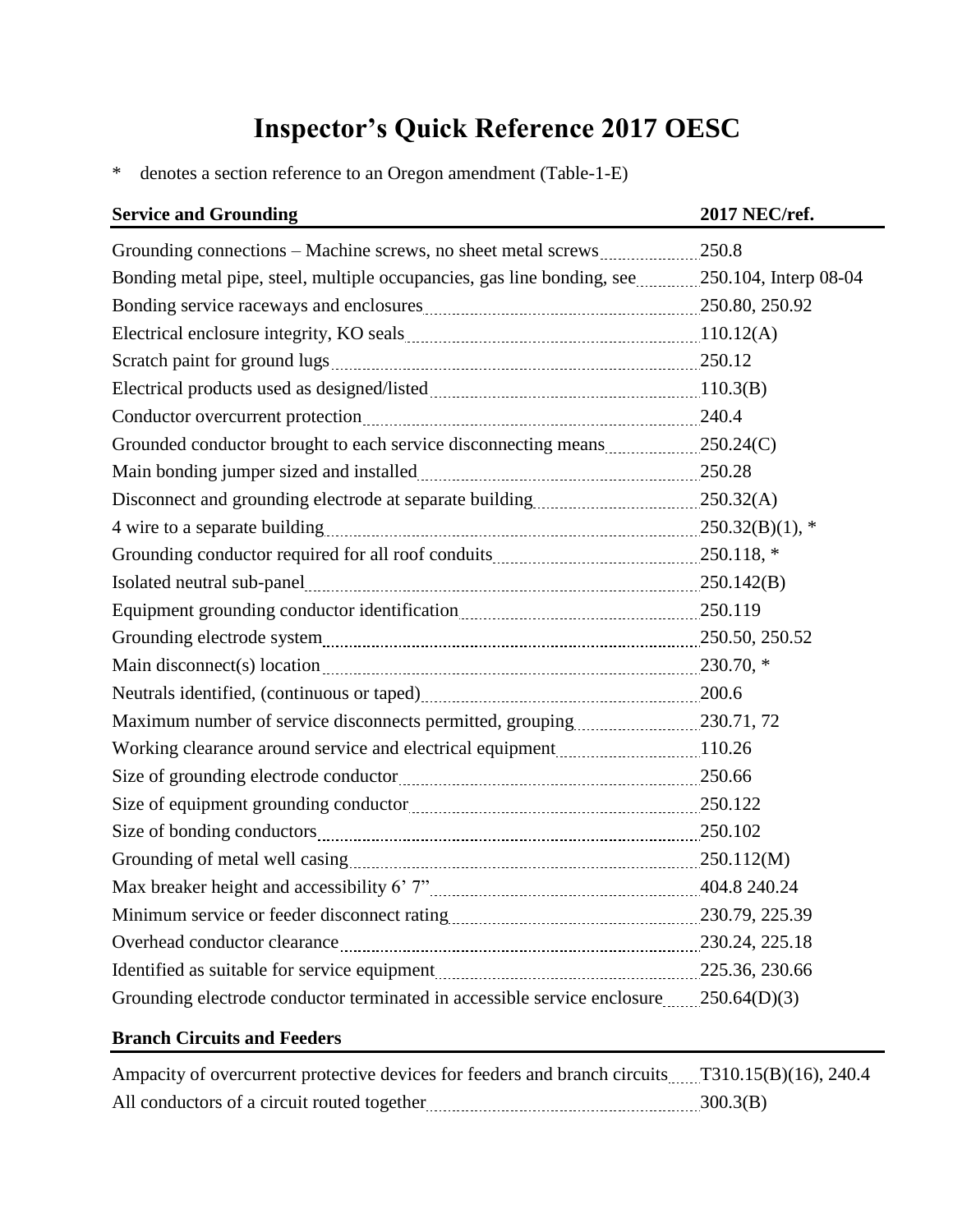# Inspector's Quick Reference 2017 OESC

\* denotes a section reference to an Oregon amendment (Table-1-E)

| Service and Grounding | 2017 NEC/ref. |
|---|---|
| Grounding connections – Machine screws, no sheet metal screws | 250.8 |
| Bonding metal pipe, steel, multiple occupancies, gas line bonding, see | 250.104, Interp 08-04 |
| Bonding service raceways and enclosures | 250.80, 250.92 |
| Electrical enclosure integrity, KO seals | 110.12(A) |
| Scratch paint for ground lugs | 250.12 |
| Electrical products used as designed/listed | 110.3(B) |
| Conductor overcurrent protection | 240.4 |
| Grounded conductor brought to each service disconnecting means | 250.24(C) |
| Main bonding jumper sized and installed | 250.28 |
| Disconnect and grounding electrode at separate building | 250.32(A) |
| 4 wire to a separate building | 250.32(B)(1), * |
| Grounding conductor required for all roof conduits | 250.118, * |
| Isolated neutral sub-panel | 250.142(B) |
| Equipment grounding conductor identification | 250.119 |
| Grounding electrode system | 250.50, 250.52 |
| Main disconnect(s) location | 230.70, * |
| Neutrals identified, (continuous or taped) | 200.6 |
| Maximum number of service disconnects permitted, grouping | 230.71, 72 |
| Working clearance around service and electrical equipment | 110.26 |
| Size of grounding electrode conductor | 250.66 |
| Size of equipment grounding conductor | 250.122 |
| Size of bonding conductors | 250.102 |
| Grounding of metal well casing | 250.112(M) |
| Max breaker height and accessibility 6' 7" | 404.8 240.24 |
| Minimum service or feeder disconnect rating | 230.79, 225.39 |
| Overhead conductor clearance | 230.24, 225.18 |
| Identified as suitable for service equipment | 225.36, 230.66 |
| Grounding electrode conductor terminated in accessible service enclosure | 250.64(D)(3) |

| Branch Circuits and Feeders | |
|---|---|
| Ampacity of overcurrent protective devices for feeders and branch circuits | T310.15(B)(16), 240.4 |
| All conductors of a circuit routed together | 300.3(B) |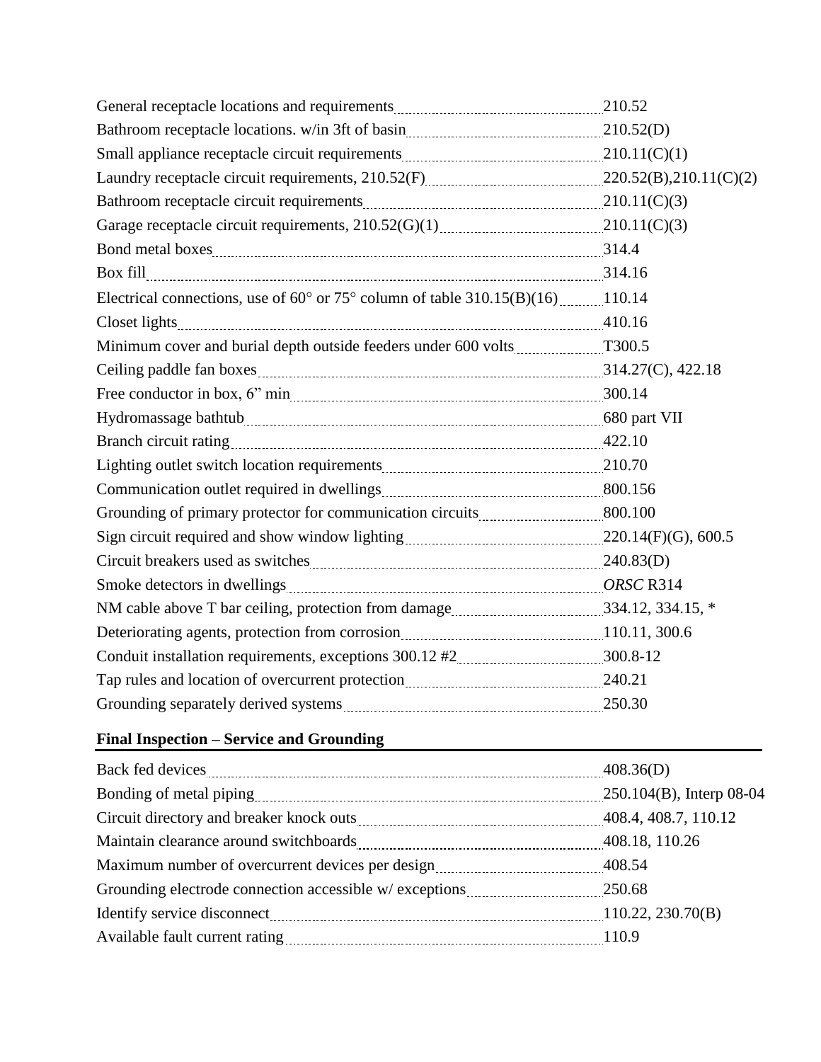| | |
|---|---|
| General receptacle locations and requirements | 210.52 |
| Bathroom receptacle locations. w/in 3ft of basin | 210.52(D) |
| Small appliance receptacle circuit requirements | 210.11(C)(1) |
| Laundry receptacle circuit requirements, 210.52(F) | 220.52(B),210.11(C)(2) |
| Bathroom receptacle circuit requirements | 210.11(C)(3) |
| Garage receptacle circuit requirements, 210.52(G)(1) | 210.11(C)(3) |
| Bond metal boxes | 314.4 |
| Box fill | 314.16 |
| Electrical connections, use of 60° or 75° column of table 310.15(B)(16) | 110.14 |
| Closet lights | 410.16 |
| Minimum cover and burial depth outside feeders under 600 volts | T300.5 |
| Ceiling paddle fan boxes | 314.27(C), 422.18 |
| Free conductor in box, 6" min | 300.14 |
| Hydromassage bathtub | 680 part VII |
| Branch circuit rating | 422.10 |
| Lighting outlet switch location requirements | 210.70 |
| Communication outlet required in dwellings | 800.156 |
| Grounding of primary protector for communication circuits | 800.100 |
| Sign circuit required and show window lighting | 220.14(F)(G), 600.5 |
| Circuit breakers used as switches | 240.83(D) |
| Smoke detectors in dwellings | *ORSC* R314 |
| NM cable above T bar ceiling, protection from damage | 334.12, 334.15, * |
| Deteriorating agents, protection from corrosion | 110.11, 300.6 |
| Conduit installation requirements, exceptions 300.12 #2 | 300.8-12 |
| Tap rules and location of overcurrent protection | 240.21 |
| Grounding separately derived systems | 250.30 |

## Final Inspection – Service and Grounding

| | |
|---|---|
| Back fed devices | 408.36(D) |
| Bonding of metal piping | 250.104(B), Interp 08-04 |
| Circuit directory and breaker knock outs | 408.4, 408.7, 110.12 |
| Maintain clearance around switchboards | 408.18, 110.26 |
| Maximum number of overcurrent devices per design | 408.54 |
| Grounding electrode connection accessible w/ exceptions | 250.68 |
| Identify service disconnect | 110.22, 230.70(B) |
| Available fault current rating | 110.9 |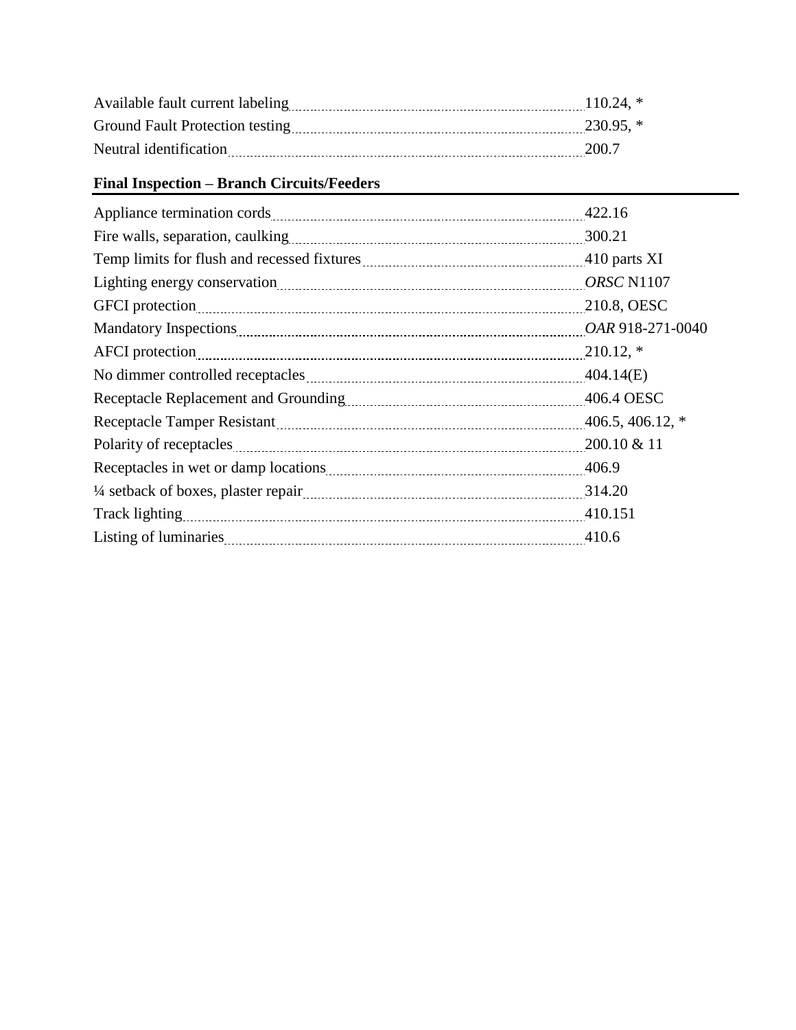| | |
|---|---|
| Available fault current labeling | 110.24, * |
| Ground Fault Protection testing | 230.95, * |
| Neutral identification | 200.7 |

**Final Inspection – Branch Circuits/Feeders**

| | |
|---|---|
| Appliance termination cords | 422.16 |
| Fire walls, separation, caulking | 300.21 |
| Temp limits for flush and recessed fixtures | 410 parts XI |
| Lighting energy conservation | *ORSC* N1107 |
| GFCI protection | 210.8, OESC |
| Mandatory Inspections | *OAR* 918-271-0040 |
| AFCI protection | 210.12, * |
| No dimmer controlled receptacles | 404.14(E) |
| Receptacle Replacement and Grounding | 406.4 OESC |
| Receptacle Tamper Resistant | 406.5, 406.12, * |
| Polarity of receptacles | 200.10 & 11 |
| Receptacles in wet or damp locations | 406.9 |
| ¼ setback of boxes, plaster repair | 314.20 |
| Track lighting | 410.151 |
| Listing of luminaries | 410.6 |